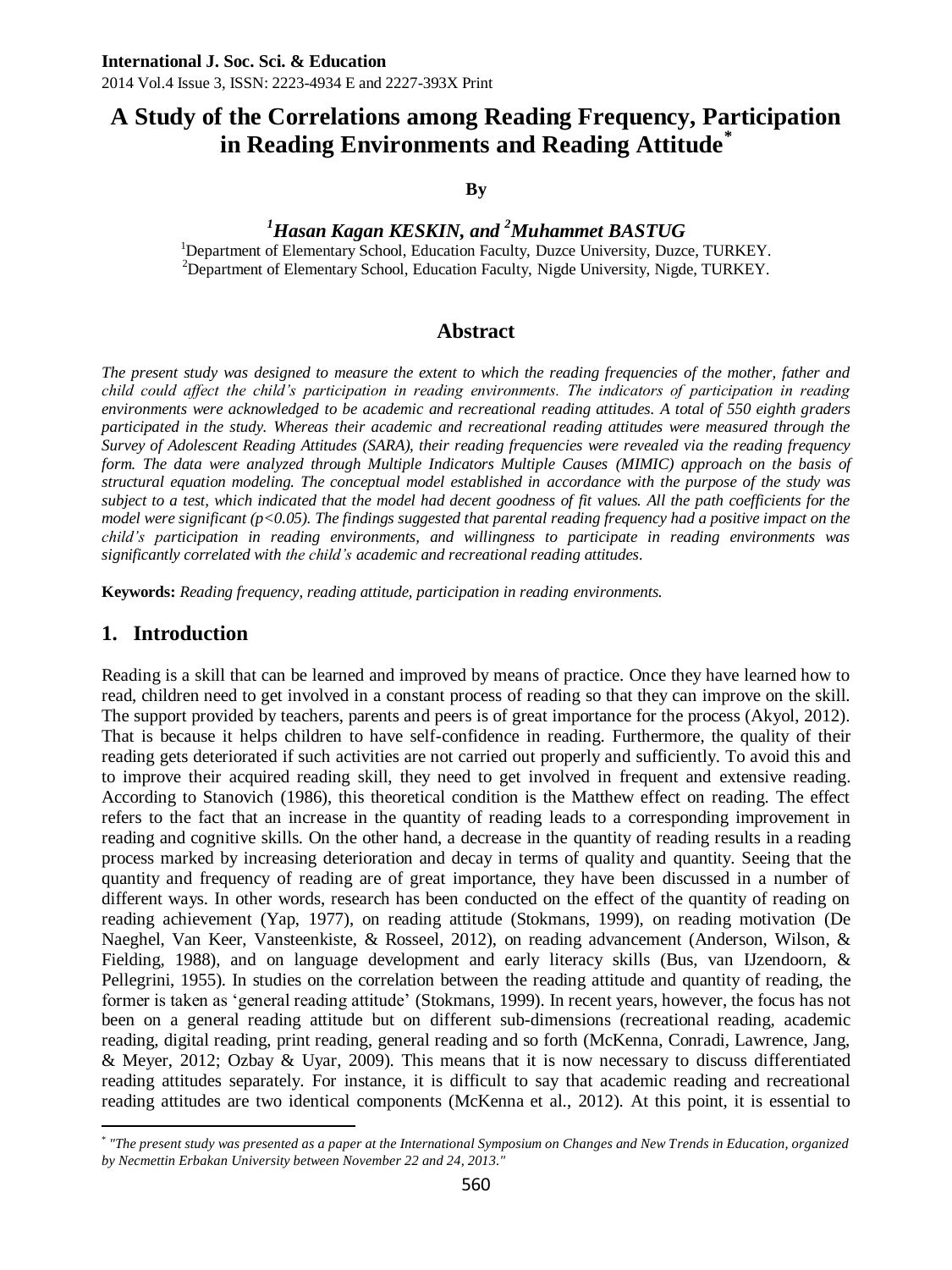**International J. Soc. Sci. & Education**
2014 Vol.4 Issue 3, ISSN: 2223-4934 E and 2227-393X Print

# A Study of the Correlations among Reading Frequency, Participation in Reading Environments and Reading Attitude[*]

**By**

***[1]Hasan Kagan KESKIN, and [2]Muhammet BASTUG***

[1]Department of Elementary School, Education Faculty, Duzce University, Duzce, TURKEY.
[2]Department of Elementary School, Education Faculty, Nigde University, Nigde, TURKEY.

## Abstract

*The present study was designed to measure the extent to which the reading frequencies of the mother, father and child could affect the child's participation in reading environments. The indicators of participation in reading environments were acknowledged to be academic and recreational reading attitudes. A total of 550 eighth graders participated in the study. Whereas their academic and recreational reading attitudes were measured through the Survey of Adolescent Reading Attitudes (SARA), their reading frequencies were revealed via the reading frequency form. The data were analyzed through Multiple Indicators Multiple Causes (MIMIC) approach on the basis of structural equation modeling. The conceptual model established in accordance with the purpose of the study was subject to a test, which indicated that the model had decent goodness of fit values. All the path coefficients for the model were significant ($p<0.05$). The findings suggested that parental reading frequency had a positive impact on the child's participation in reading environments, and willingness to participate in reading environments was significantly correlated with the child's academic and recreational reading attitudes.*

**Keywords:** *Reading frequency, reading attitude, participation in reading environments.*

## 1. Introduction

Reading is a skill that can be learned and improved by means of practice. Once they have learned how to read, children need to get involved in a constant process of reading so that they can improve on the skill. The support provided by teachers, parents and peers is of great importance for the process (Akyol, 2012). That is because it helps children to have self-confidence in reading. Furthermore, the quality of their reading gets deteriorated if such activities are not carried out properly and sufficiently. To avoid this and to improve their acquired reading skill, they need to get involved in frequent and extensive reading. According to Stanovich (1986), this theoretical condition is the Matthew effect on reading. The effect refers to the fact that an increase in the quantity of reading leads to a corresponding improvement in reading and cognitive skills. On the other hand, a decrease in the quantity of reading results in a reading process marked by increasing deterioration and decay in terms of quality and quantity. Seeing that the quantity and frequency of reading are of great importance, they have been discussed in a number of different ways. In other words, research has been conducted on the effect of the quantity of reading on reading achievement (Yap, 1977), on reading attitude (Stokmans, 1999), on reading motivation (De Naeghel, Van Keer, Vansteenkiste, & Rosseel, 2012), on reading advancement (Anderson, Wilson, & Fielding, 1988), and on language development and early literacy skills (Bus, van IJzendoorn, & Pellegrini, 1955). In studies on the correlation between the reading attitude and quantity of reading, the former is taken as 'general reading attitude' (Stokmans, 1999). In recent years, however, the focus has not been on a general reading attitude but on different sub-dimensions (recreational reading, academic reading, digital reading, print reading, general reading and so forth (McKenna, Conradi, Lawrence, Jang, & Meyer, 2012; Ozbay & Uyar, 2009). This means that it is now necessary to discuss differentiated reading attitudes separately. For instance, it is difficult to say that academic reading and recreational reading attitudes are two identical components (McKenna et al., 2012). At this point, it is essential to

---

[*] *"The present study was presented as a paper at the International Symposium on Changes and New Trends in Education, organized by Necmettin Erbakan University between November 22 and 24, 2013."*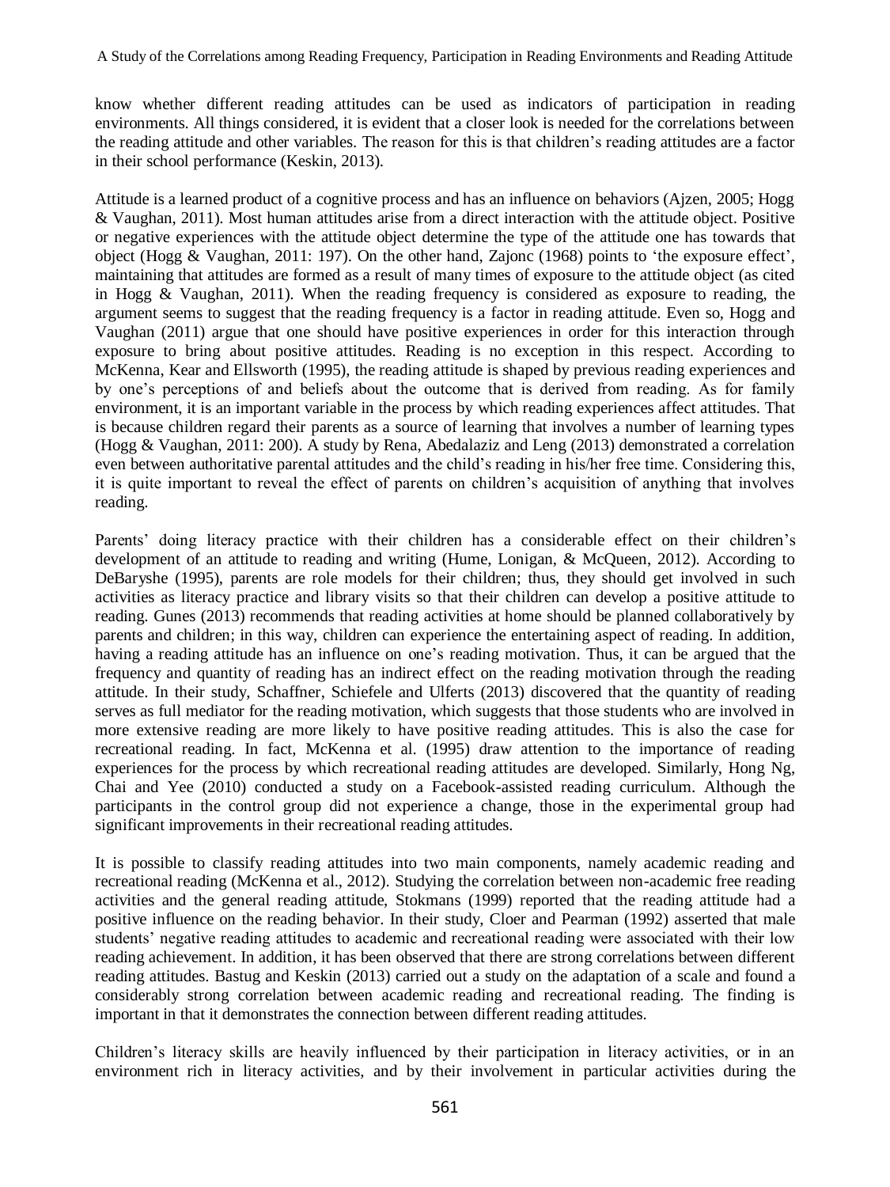know whether different reading attitudes can be used as indicators of participation in reading environments. All things considered, it is evident that a closer look is needed for the correlations between the reading attitude and other variables. The reason for this is that children's reading attitudes are a factor in their school performance (Keskin, 2013).

Attitude is a learned product of a cognitive process and has an influence on behaviors (Ajzen, 2005; Hogg & Vaughan, 2011). Most human attitudes arise from a direct interaction with the attitude object. Positive or negative experiences with the attitude object determine the type of the attitude one has towards that object (Hogg & Vaughan, 2011: 197). On the other hand, Zajonc (1968) points to 'the exposure effect', maintaining that attitudes are formed as a result of many times of exposure to the attitude object (as cited in Hogg & Vaughan, 2011). When the reading frequency is considered as exposure to reading, the argument seems to suggest that the reading frequency is a factor in reading attitude. Even so, Hogg and Vaughan (2011) argue that one should have positive experiences in order for this interaction through exposure to bring about positive attitudes. Reading is no exception in this respect. According to McKenna, Kear and Ellsworth (1995), the reading attitude is shaped by previous reading experiences and by one's perceptions of and beliefs about the outcome that is derived from reading. As for family environment, it is an important variable in the process by which reading experiences affect attitudes. That is because children regard their parents as a source of learning that involves a number of learning types (Hogg & Vaughan, 2011: 200). A study by Rena, Abedalaziz and Leng (2013) demonstrated a correlation even between authoritative parental attitudes and the child's reading in his/her free time. Considering this, it is quite important to reveal the effect of parents on children's acquisition of anything that involves reading.

Parents' doing literacy practice with their children has a considerable effect on their children's development of an attitude to reading and writing (Hume, Lonigan, & McQueen, 2012). According to DeBaryshe (1995), parents are role models for their children; thus, they should get involved in such activities as literacy practice and library visits so that their children can develop a positive attitude to reading. Gunes (2013) recommends that reading activities at home should be planned collaboratively by parents and children; in this way, children can experience the entertaining aspect of reading. In addition, having a reading attitude has an influence on one's reading motivation. Thus, it can be argued that the frequency and quantity of reading has an indirect effect on the reading motivation through the reading attitude. In their study, Schaffner, Schiefele and Ulferts (2013) discovered that the quantity of reading serves as full mediator for the reading motivation, which suggests that those students who are involved in more extensive reading are more likely to have positive reading attitudes. This is also the case for recreational reading. In fact, McKenna et al. (1995) draw attention to the importance of reading experiences for the process by which recreational reading attitudes are developed. Similarly, Hong Ng, Chai and Yee (2010) conducted a study on a Facebook-assisted reading curriculum. Although the participants in the control group did not experience a change, those in the experimental group had significant improvements in their recreational reading attitudes.

It is possible to classify reading attitudes into two main components, namely academic reading and recreational reading (McKenna et al., 2012). Studying the correlation between non-academic free reading activities and the general reading attitude, Stokmans (1999) reported that the reading attitude had a positive influence on the reading behavior. In their study, Cloer and Pearman (1992) asserted that male students' negative reading attitudes to academic and recreational reading were associated with their low reading achievement. In addition, it has been observed that there are strong correlations between different reading attitudes. Bastug and Keskin (2013) carried out a study on the adaptation of a scale and found a considerably strong correlation between academic reading and recreational reading. The finding is important in that it demonstrates the connection between different reading attitudes.

Children's literacy skills are heavily influenced by their participation in literacy activities, or in an environment rich in literacy activities, and by their involvement in particular activities during the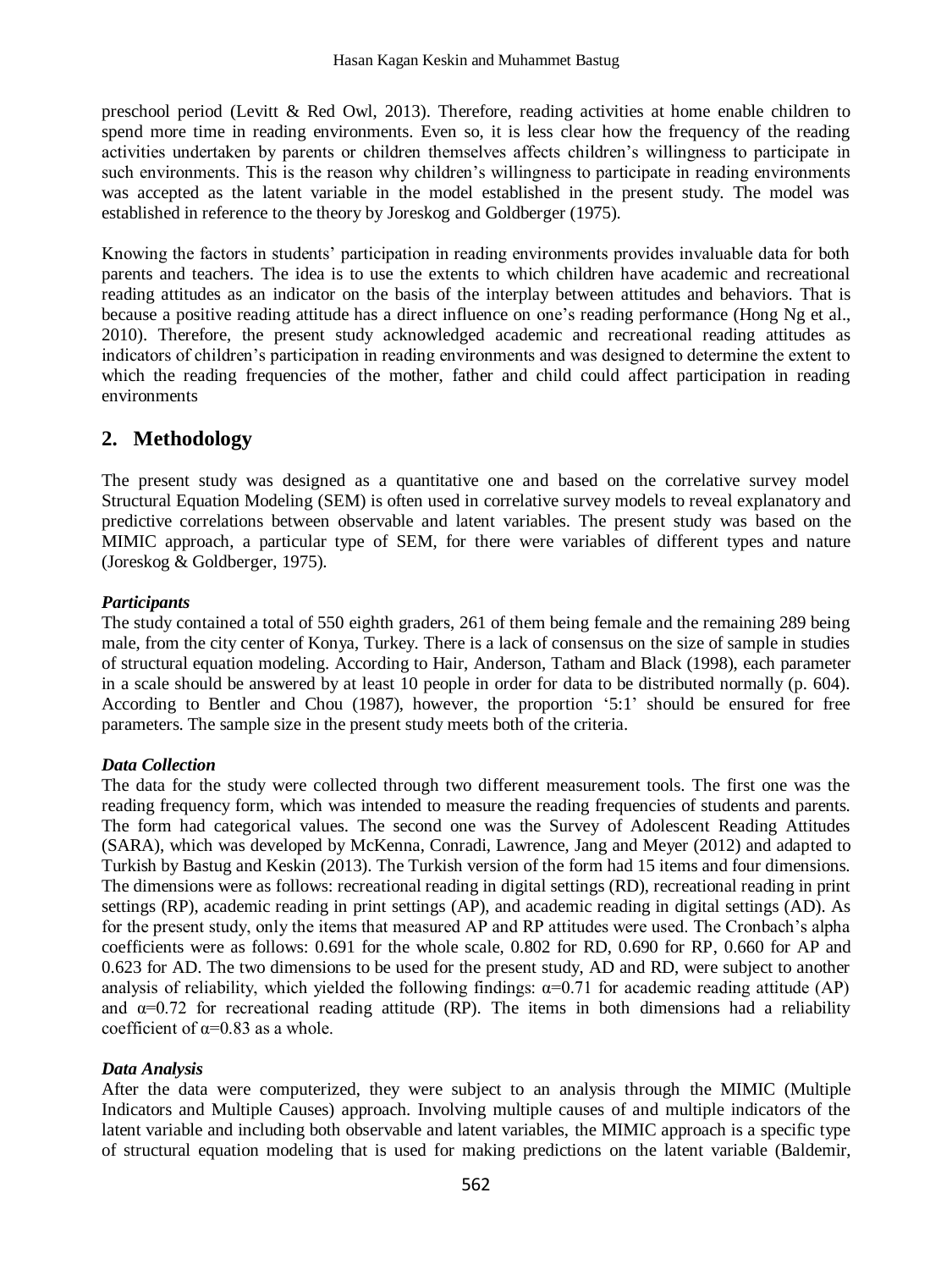preschool period (Levitt & Red Owl, 2013). Therefore, reading activities at home enable children to spend more time in reading environments. Even so, it is less clear how the frequency of the reading activities undertaken by parents or children themselves affects children's willingness to participate in such environments. This is the reason why children's willingness to participate in reading environments was accepted as the latent variable in the model established in the present study. The model was established in reference to the theory by Joreskog and Goldberger (1975).

Knowing the factors in students' participation in reading environments provides invaluable data for both parents and teachers. The idea is to use the extents to which children have academic and recreational reading attitudes as an indicator on the basis of the interplay between attitudes and behaviors. That is because a positive reading attitude has a direct influence on one's reading performance (Hong Ng et al., 2010). Therefore, the present study acknowledged academic and recreational reading attitudes as indicators of children's participation in reading environments and was designed to determine the extent to which the reading frequencies of the mother, father and child could affect participation in reading environments

## 2. Methodology

The present study was designed as a quantitative one and based on the correlative survey model Structural Equation Modeling (SEM) is often used in correlative survey models to reveal explanatory and predictive correlations between observable and latent variables. The present study was based on the MIMIC approach, a particular type of SEM, for there were variables of different types and nature (Joreskog & Goldberger, 1975).

### *Participants*

The study contained a total of 550 eighth graders, 261 of them being female and the remaining 289 being male, from the city center of Konya, Turkey. There is a lack of consensus on the size of sample in studies of structural equation modeling. According to Hair, Anderson, Tatham and Black (1998), each parameter in a scale should be answered by at least 10 people in order for data to be distributed normally (p. 604). According to Bentler and Chou (1987), however, the proportion '5:1' should be ensured for free parameters. The sample size in the present study meets both of the criteria.

### *Data Collection*

The data for the study were collected through two different measurement tools. The first one was the reading frequency form, which was intended to measure the reading frequencies of students and parents. The form had categorical values. The second one was the Survey of Adolescent Reading Attitudes (SARA), which was developed by McKenna, Conradi, Lawrence, Jang and Meyer (2012) and adapted to Turkish by Bastug and Keskin (2013). The Turkish version of the form had 15 items and four dimensions. The dimensions were as follows: recreational reading in digital settings (RD), recreational reading in print settings (RP), academic reading in print settings (AP), and academic reading in digital settings (AD). As for the present study, only the items that measured AP and RP attitudes were used. The Cronbach's alpha coefficients were as follows: 0.691 for the whole scale, 0.802 for RD, 0.690 for RP, 0.660 for AP and 0.623 for AD. The two dimensions to be used for the present study, AD and RD, were subject to another analysis of reliability, which yielded the following findings: $\alpha$=0.71 for academic reading attitude (AP) and $\alpha$=0.72 for recreational reading attitude (RP). The items in both dimensions had a reliability coefficient of $\alpha$=0.83 as a whole.

### *Data Analysis*

After the data were computerized, they were subject to an analysis through the MIMIC (Multiple Indicators and Multiple Causes) approach. Involving multiple causes of and multiple indicators of the latent variable and including both observable and latent variables, the MIMIC approach is a specific type of structural equation modeling that is used for making predictions on the latent variable (Baldemir,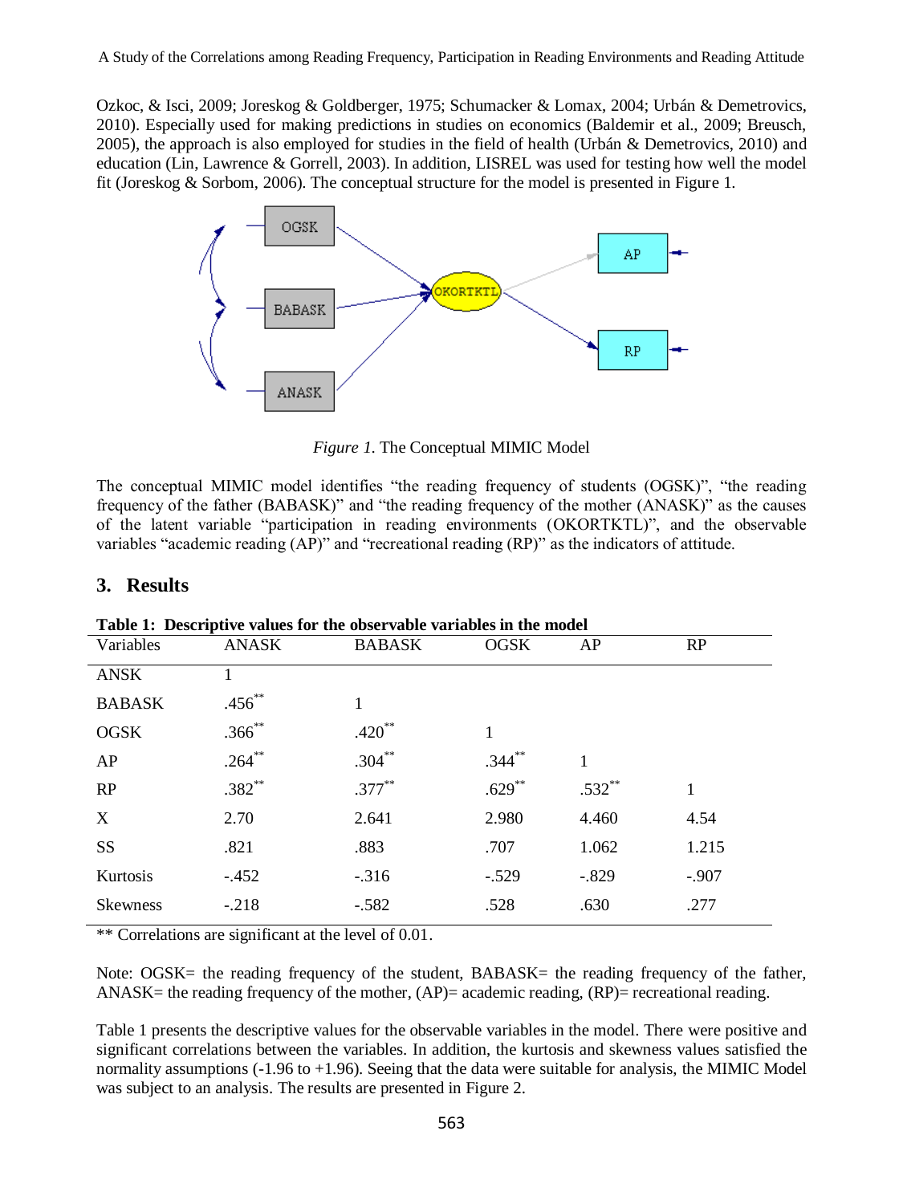Ozkoc, & Isci, 2009; Joreskog & Goldberger, 1975; Schumacker & Lomax, 2004; Urbán & Demetrovics, 2010). Especially used for making predictions in studies on economics (Baldemir et al., 2009; Breusch, 2005), the approach is also employed for studies in the field of health (Urbán & Demetrovics, 2010) and education (Lin, Lawrence & Gorrell, 2003). In addition, LISREL was used for testing how well the model fit (Joreskog & Sorbom, 2006). The conceptual structure for the model is presented in Figure 1.

*Figure 1.* The Conceptual MIMIC Model

The conceptual MIMIC model identifies "the reading frequency of students (OGSK)", "the reading frequency of the father (BABASK)" and "the reading frequency of the mother (ANASK)" as the causes of the latent variable "participation in reading environments (OKORTKTL)", and the observable variables "academic reading (AP)" and "recreational reading (RP)" as the indicators of attitude.

## 3. Results

**Table 1: Descriptive values for the observable variables in the model**

| Variables | ANASK | BABASK | OGSK | AP | RP |
|---|---|---|---|---|---|
| ANSK | 1 | | | | |
| BABASK | .456** | 1 | | | |
| OGSK | .366** | .420** | 1 | | |
| AP | .264** | .304** | .344** | 1 | |
| RP | .382** | .377** | .629** | .532** | 1 |
| X | 2.70 | 2.641 | 2.980 | 4.460 | 4.54 |
| SS | .821 | .883 | .707 | 1.062 | 1.215 |
| Kurtosis | -.452 | -.316 | -.529 | -.829 | -.907 |
| Skewness | -.218 | -.582 | .528 | .630 | .277 |

** Correlations are significant at the level of 0.01.

Note: OGSK= the reading frequency of the student, BABASK= the reading frequency of the father, ANASK= the reading frequency of the mother, (AP)= academic reading, (RP)= recreational reading.

Table 1 presents the descriptive values for the observable variables in the model. There were positive and significant correlations between the variables. In addition, the kurtosis and skewness values satisfied the normality assumptions (-1.96 to +1.96). Seeing that the data were suitable for analysis, the MIMIC Model was subject to an analysis. The results are presented in Figure 2.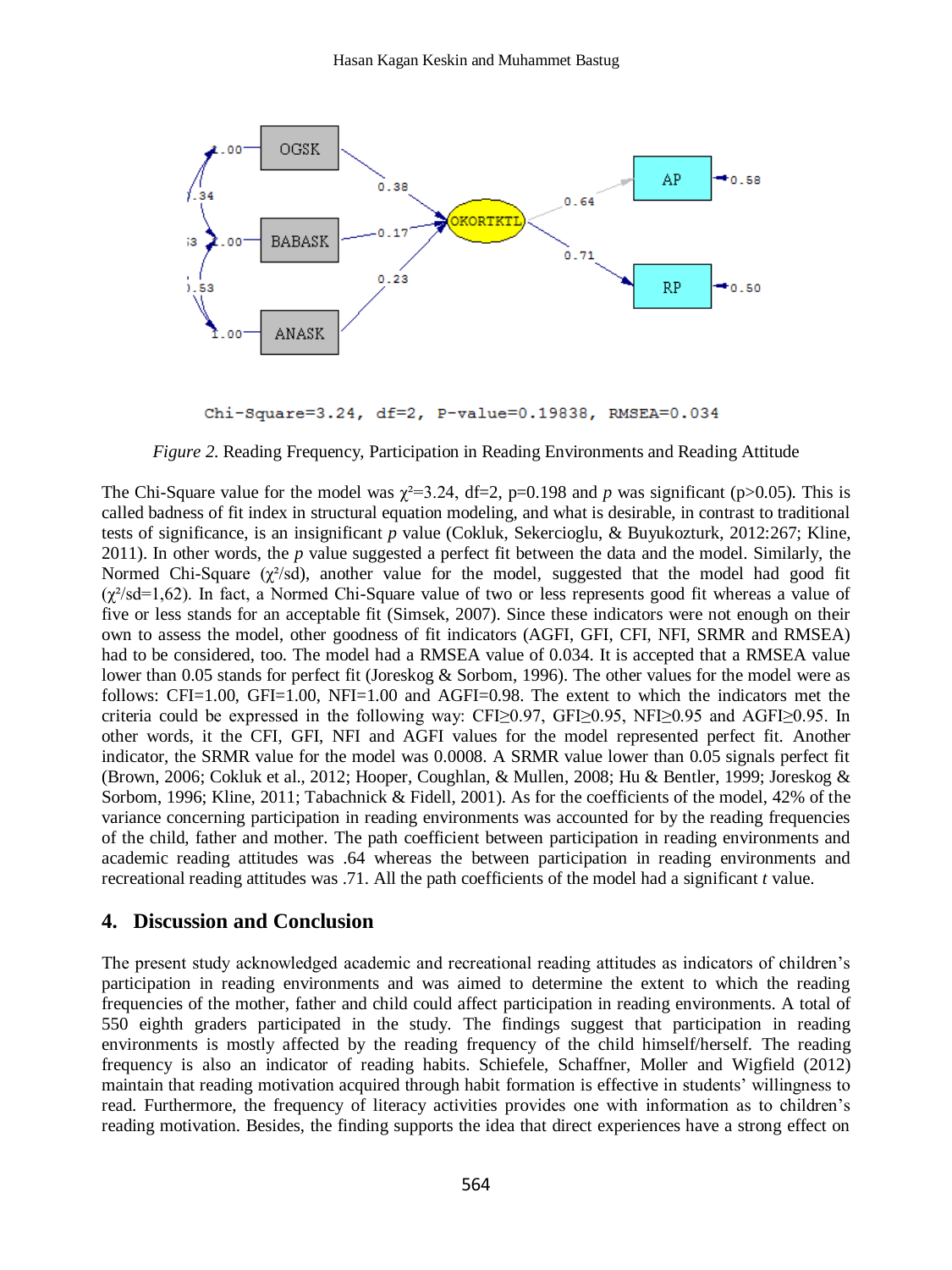Chi-Square=3.24, df=2, P-value=0.19838, RMSEA=0.034

*Figure 2.* Reading Frequency, Participation in Reading Environments and Reading Attitude

The Chi-Square value for the model was $\chi^2$=3.24, df=2, p=0.198 and *p* was significant (p>0.05). This is called badness of fit index in structural equation modeling, and what is desirable, in contrast to traditional tests of significance, is an insignificant *p* value (Cokluk, Sekercioglu, & Buyukozturk, 2012:267; Kline, 2011). In other words, the *p* value suggested a perfect fit between the data and the model. Similarly, the Normed Chi-Square ($\chi^2$/sd), another value for the model, suggested that the model had good fit ($\chi^2$/sd=1,62). In fact, a Normed Chi-Square value of two or less represents good fit whereas a value of five or less stands for an acceptable fit (Simsek, 2007). Since these indicators were not enough on their own to assess the model, other goodness of fit indicators (AGFI, GFI, CFI, NFI, SRMR and RMSEA) had to be considered, too. The model had a RMSEA value of 0.034. It is accepted that a RMSEA value lower than 0.05 stands for perfect fit (Joreskog & Sorbom, 1996). The other values for the model were as follows: CFI=1.00, GFI=1.00, NFI=1.00 and AGFI=0.98. The extent to which the indicators met the criteria could be expressed in the following way: CFI≥0.97, GFI≥0.95, NFI≥0.95 and AGFI≥0.95. In other words, it the CFI, GFI, NFI and AGFI values for the model represented perfect fit. Another indicator, the SRMR value for the model was 0.0008. A SRMR value lower than 0.05 signals perfect fit (Brown, 2006; Cokluk et al., 2012; Hooper, Coughlan, & Mullen, 2008; Hu & Bentler, 1999; Joreskog & Sorbom, 1996; Kline, 2011; Tabachnick & Fidell, 2001). As for the coefficients of the model, 42% of the variance concerning participation in reading environments was accounted for by the reading frequencies of the child, father and mother. The path coefficient between participation in reading environments and academic reading attitudes was .64 whereas the between participation in reading environments and recreational reading attitudes was .71. All the path coefficients of the model had a significant *t* value.

## 4. Discussion and Conclusion

The present study acknowledged academic and recreational reading attitudes as indicators of children's participation in reading environments and was aimed to determine the extent to which the reading frequencies of the mother, father and child could affect participation in reading environments. A total of 550 eighth graders participated in the study. The findings suggest that participation in reading environments is mostly affected by the reading frequency of the child himself/herself. The reading frequency is also an indicator of reading habits. Schiefele, Schaffner, Moller and Wigfield (2012) maintain that reading motivation acquired through habit formation is effective in students' willingness to read. Furthermore, the frequency of literacy activities provides one with information as to children's reading motivation. Besides, the finding supports the idea that direct experiences have a strong effect on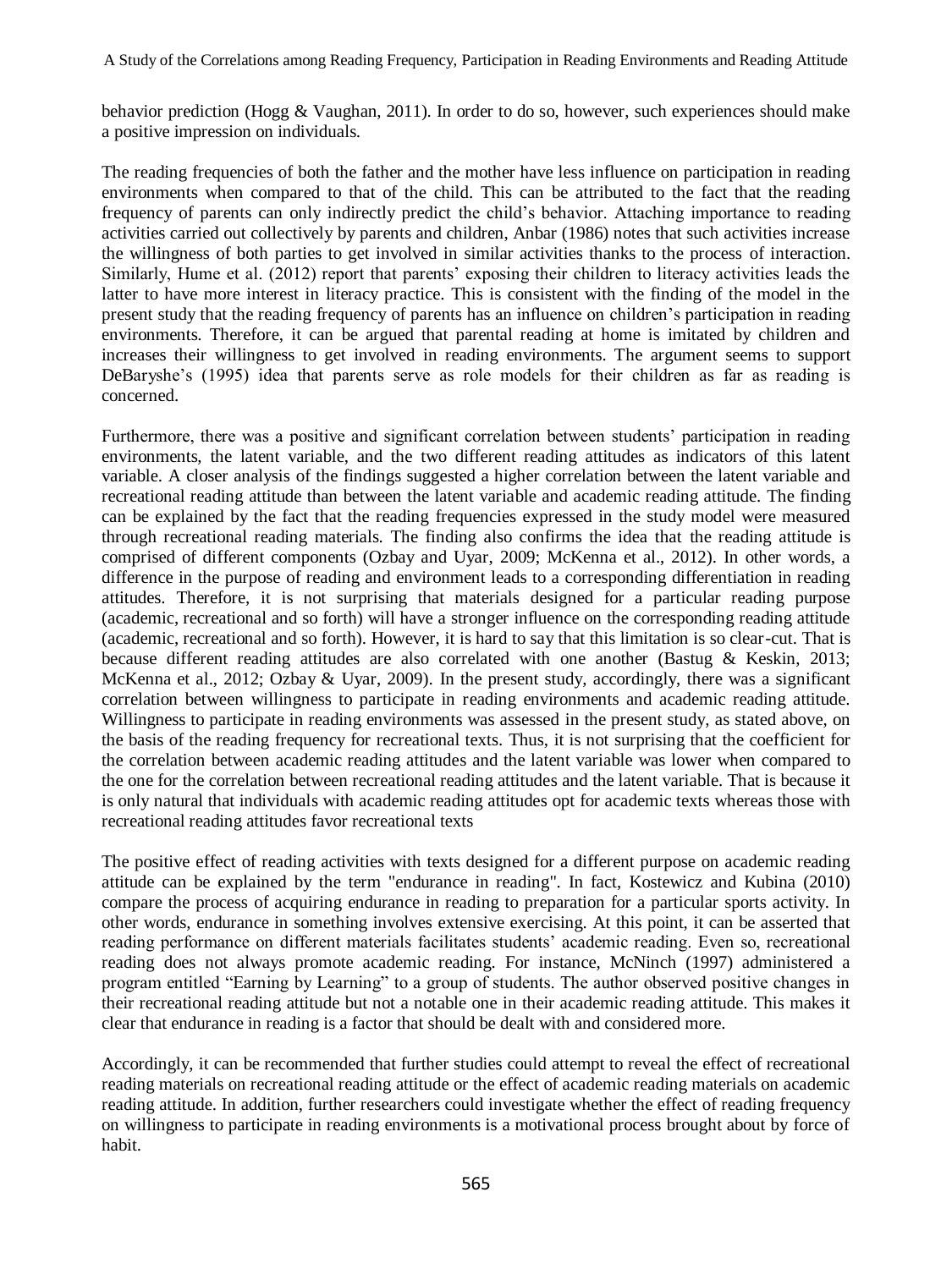behavior prediction (Hogg & Vaughan, 2011). In order to do so, however, such experiences should make a positive impression on individuals.

The reading frequencies of both the father and the mother have less influence on participation in reading environments when compared to that of the child. This can be attributed to the fact that the reading frequency of parents can only indirectly predict the child's behavior. Attaching importance to reading activities carried out collectively by parents and children, Anbar (1986) notes that such activities increase the willingness of both parties to get involved in similar activities thanks to the process of interaction. Similarly, Hume et al. (2012) report that parents' exposing their children to literacy activities leads the latter to have more interest in literacy practice. This is consistent with the finding of the model in the present study that the reading frequency of parents has an influence on children's participation in reading environments. Therefore, it can be argued that parental reading at home is imitated by children and increases their willingness to get involved in reading environments. The argument seems to support DeBaryshe's (1995) idea that parents serve as role models for their children as far as reading is concerned.

Furthermore, there was a positive and significant correlation between students' participation in reading environments, the latent variable, and the two different reading attitudes as indicators of this latent variable. A closer analysis of the findings suggested a higher correlation between the latent variable and recreational reading attitude than between the latent variable and academic reading attitude. The finding can be explained by the fact that the reading frequencies expressed in the study model were measured through recreational reading materials. The finding also confirms the idea that the reading attitude is comprised of different components (Ozbay and Uyar, 2009; McKenna et al., 2012). In other words, a difference in the purpose of reading and environment leads to a corresponding differentiation in reading attitudes. Therefore, it is not surprising that materials designed for a particular reading purpose (academic, recreational and so forth) will have a stronger influence on the corresponding reading attitude (academic, recreational and so forth). However, it is hard to say that this limitation is so clear-cut. That is because different reading attitudes are also correlated with one another (Bastug & Keskin, 2013; McKenna et al., 2012; Ozbay & Uyar, 2009). In the present study, accordingly, there was a significant correlation between willingness to participate in reading environments and academic reading attitude. Willingness to participate in reading environments was assessed in the present study, as stated above, on the basis of the reading frequency for recreational texts. Thus, it is not surprising that the coefficient for the correlation between academic reading attitudes and the latent variable was lower when compared to the one for the correlation between recreational reading attitudes and the latent variable. That is because it is only natural that individuals with academic reading attitudes opt for academic texts whereas those with recreational reading attitudes favor recreational texts

The positive effect of reading activities with texts designed for a different purpose on academic reading attitude can be explained by the term "endurance in reading". In fact, Kostewicz and Kubina (2010) compare the process of acquiring endurance in reading to preparation for a particular sports activity. In other words, endurance in something involves extensive exercising. At this point, it can be asserted that reading performance on different materials facilitates students' academic reading. Even so, recreational reading does not always promote academic reading. For instance, McNinch (1997) administered a program entitled "Earning by Learning" to a group of students. The author observed positive changes in their recreational reading attitude but not a notable one in their academic reading attitude. This makes it clear that endurance in reading is a factor that should be dealt with and considered more.

Accordingly, it can be recommended that further studies could attempt to reveal the effect of recreational reading materials on recreational reading attitude or the effect of academic reading materials on academic reading attitude. In addition, further researchers could investigate whether the effect of reading frequency on willingness to participate in reading environments is a motivational process brought about by force of habit.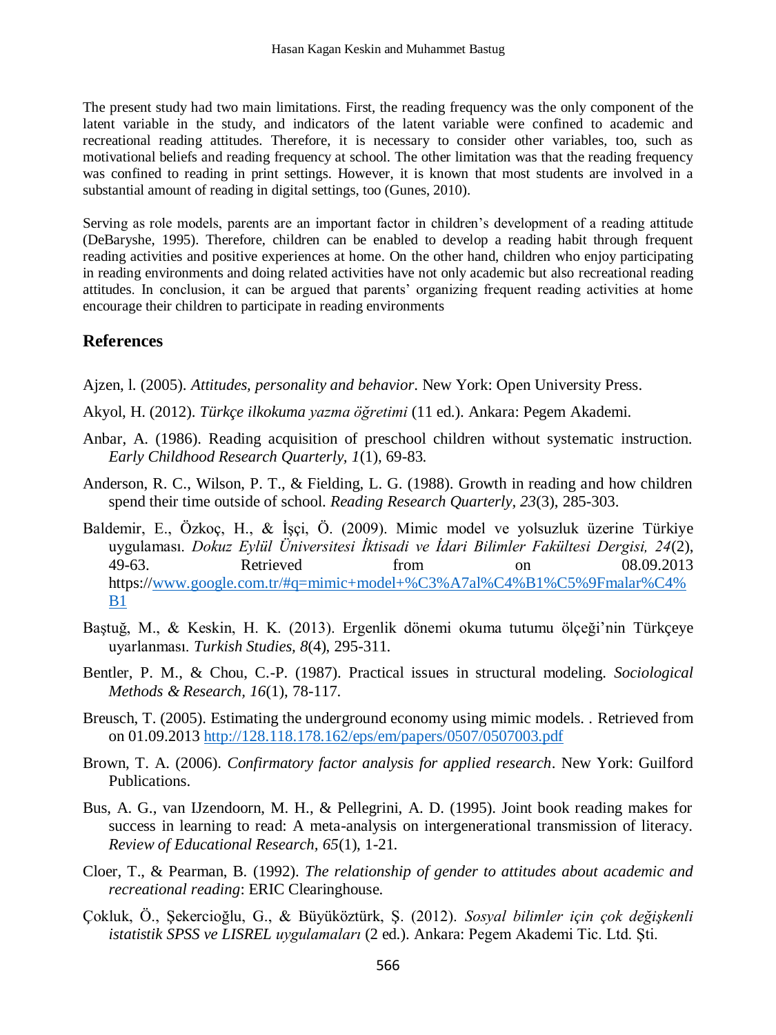The present study had two main limitations. First, the reading frequency was the only component of the latent variable in the study, and indicators of the latent variable were confined to academic and recreational reading attitudes. Therefore, it is necessary to consider other variables, too, such as motivational beliefs and reading frequency at school. The other limitation was that the reading frequency was confined to reading in print settings. However, it is known that most students are involved in a substantial amount of reading in digital settings, too (Gunes, 2010).

Serving as role models, parents are an important factor in children's development of a reading attitude (DeBaryshe, 1995). Therefore, children can be enabled to develop a reading habit through frequent reading activities and positive experiences at home. On the other hand, children who enjoy participating in reading environments and doing related activities have not only academic but also recreational reading attitudes. In conclusion, it can be argued that parents' organizing frequent reading activities at home encourage their children to participate in reading environments

## References

Ajzen, l. (2005). *Attitudes, personality and behavior*. New York: Open University Press.

Akyol, H. (2012). *Türkçe ilkokuma yazma öğretimi* (11 ed.). Ankara: Pegem Akademi.

Anbar, A. (1986). Reading acquisition of preschool children without systematic instruction. *Early Childhood Research Quarterly, 1*(1), 69-83.

Anderson, R. C., Wilson, P. T., & Fielding, L. G. (1988). Growth in reading and how children spend their time outside of school. *Reading Research Quarterly, 23*(3), 285-303.

Baldemir, E., Özkoç, H., & İşçi, Ö. (2009). Mimic model ve yolsuzluk üzerine Türkiye uygulaması. *Dokuz Eylül Üniversitesi İktisadi ve İdari Bilimler Fakültesi Dergisi, 24*(2), 49-63. Retrieved from on 08.09.2013 https://www.google.com.tr/#q=mimic+model+%C3%A7al%C4%B1%C5%9Fmalar%C4%B1

Baştuğ, M., & Keskin, H. K. (2013). Ergenlik dönemi okuma tutumu ölçeği'nin Türkçeye uyarlanması. *Turkish Studies, 8*(4), 295-311.

Bentler, P. M., & Chou, C.-P. (1987). Practical issues in structural modeling. *Sociological Methods & Research, 16*(1), 78-117.

Breusch, T. (2005). Estimating the underground economy using mimic models. . Retrieved from on 01.09.2013 http://128.118.178.162/eps/em/papers/0507/0507003.pdf

Brown, T. A. (2006). *Confirmatory factor analysis for applied research*. New York: Guilford Publications.

Bus, A. G., van IJzendoorn, M. H., & Pellegrini, A. D. (1995). Joint book reading makes for success in learning to read: A meta-analysis on intergenerational transmission of literacy. *Review of Educational Research, 65*(1), 1-21.

Cloer, T., & Pearman, B. (1992). *The relationship of gender to attitudes about academic and recreational reading*: ERIC Clearinghouse.

Çokluk, Ö., Şekercioğlu, G., & Büyüköztürk, Ş. (2012). *Sosyal bilimler için çok değişkenli istatistik SPSS ve LISREL uygulamaları* (2 ed.). Ankara: Pegem Akademi Tic. Ltd. Şti.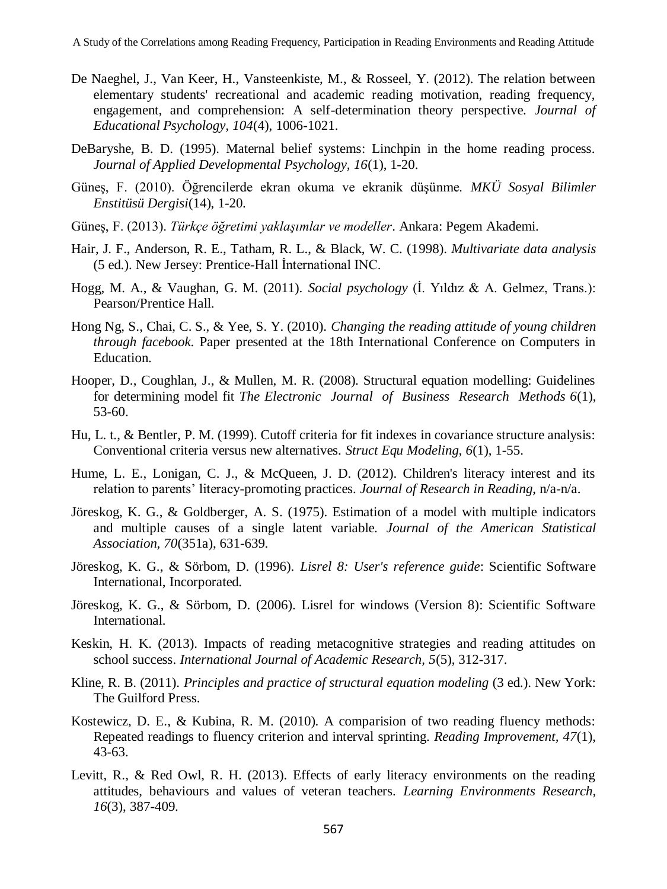De Naeghel, J., Van Keer, H., Vansteenkiste, M., & Rosseel, Y. (2012). The relation between elementary students' recreational and academic reading motivation, reading frequency, engagement, and comprehension: A self-determination theory perspective. *Journal of Educational Psychology, 104*(4), 1006-1021.

DeBaryshe, B. D. (1995). Maternal belief systems: Linchpin in the home reading process. *Journal of Applied Developmental Psychology, 16*(1), 1-20.

Güneş, F. (2010). Öğrencilerde ekran okuma ve ekranik düşünme. *MKÜ Sosyal Bilimler Enstitüsü Dergisi*(14), 1-20.

Güneş, F. (2013). *Türkçe öğretimi yaklaşımlar ve modeller*. Ankara: Pegem Akademi.

Hair, J. F., Anderson, R. E., Tatham, R. L., & Black, W. C. (1998). *Multivariate data analysis* (5 ed.). New Jersey: Prentice-Hall İnternational INC.

Hogg, M. A., & Vaughan, G. M. (2011). *Social psychology* (İ. Yıldız & A. Gelmez, Trans.): Pearson/Prentice Hall.

Hong Ng, S., Chai, C. S., & Yee, S. Y. (2010). *Changing the reading attitude of young children through facebook*. Paper presented at the 18th International Conference on Computers in Education.

Hooper, D., Coughlan, J., & Mullen, M. R. (2008). Structural equation modelling: Guidelines for determining model fit *The Electronic Journal of Business Research Methods 6*(1), 53-60.

Hu, L. t., & Bentler, P. M. (1999). Cutoff criteria for fit indexes in covariance structure analysis: Conventional criteria versus new alternatives. *Struct Equ Modeling, 6*(1), 1-55.

Hume, L. E., Lonigan, C. J., & McQueen, J. D. (2012). Children's literacy interest and its relation to parents' literacy-promoting practices. *Journal of Research in Reading*, n/a-n/a.

Jöreskog, K. G., & Goldberger, A. S. (1975). Estimation of a model with multiple indicators and multiple causes of a single latent variable. *Journal of the American Statistical Association, 70*(351a), 631-639.

Jöreskog, K. G., & Sörbom, D. (1996). *Lisrel 8: User's reference guide*: Scientific Software International, Incorporated.

Jöreskog, K. G., & Sörbom, D. (2006). Lisrel for windows (Version 8): Scientific Software International.

Keskin, H. K. (2013). Impacts of reading metacognitive strategies and reading attitudes on school success. *International Journal of Academic Research, 5*(5), 312-317.

Kline, R. B. (2011). *Principles and practice of structural equation modeling* (3 ed.). New York: The Guilford Press.

Kostewicz, D. E., & Kubina, R. M. (2010). A comparision of two reading fluency methods: Repeated readings to fluency criterion and interval sprinting. *Reading Improvement, 47*(1), 43-63.

Levitt, R., & Red Owl, R. H. (2013). Effects of early literacy environments on the reading attitudes, behaviours and values of veteran teachers. *Learning Environments Research, 16*(3), 387-409.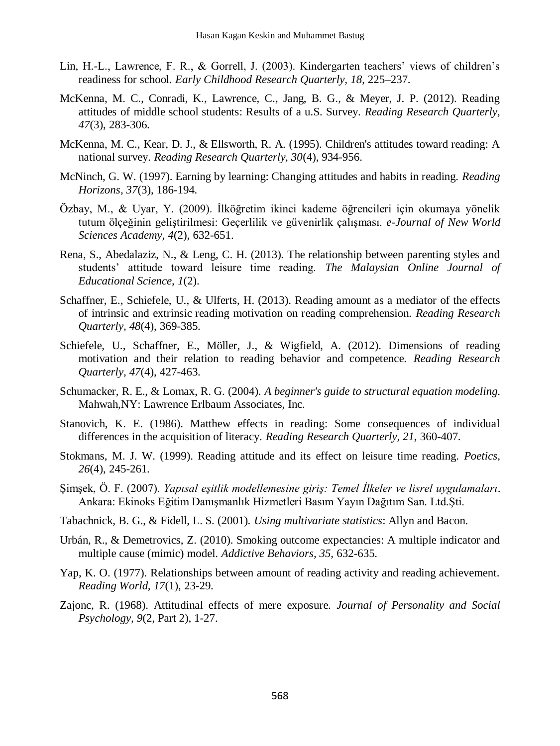Lin, H.-L., Lawrence, F. R., & Gorrell, J. (2003). Kindergarten teachers' views of children's readiness for school. *Early Childhood Research Quarterly, 18*, 225–237.

McKenna, M. C., Conradi, K., Lawrence, C., Jang, B. G., & Meyer, J. P. (2012). Reading attitudes of middle school students: Results of a u.S. Survey. *Reading Research Quarterly, 47*(3), 283-306.

McKenna, M. C., Kear, D. J., & Ellsworth, R. A. (1995). Children's attitudes toward reading: A national survey. *Reading Research Quarterly, 30*(4), 934-956.

McNinch, G. W. (1997). Earning by learning: Changing attitudes and habits in reading. *Reading Horizons, 37*(3), 186-194.

Özbay, M., & Uyar, Y. (2009). İlköğretim ikinci kademe öğrencileri için okumaya yönelik tutum ölçeğinin geliştirilmesi: Geçerlilik ve güvenirlik çalışması. *e-Journal of New World Sciences Academy, 4*(2), 632-651.

Rena, S., Abedalaziz, N., & Leng, C. H. (2013). The relationship between parenting styles and students' attitude toward leisure time reading. *The Malaysian Online Journal of Educational Science, 1*(2).

Schaffner, E., Schiefele, U., & Ulferts, H. (2013). Reading amount as a mediator of the effects of intrinsic and extrinsic reading motivation on reading comprehension. *Reading Research Quarterly, 48*(4), 369-385.

Schiefele, U., Schaffner, E., Möller, J., & Wigfield, A. (2012). Dimensions of reading motivation and their relation to reading behavior and competence. *Reading Research Quarterly, 47*(4), 427-463.

Schumacker, R. E., & Lomax, R. G. (2004). *A beginner's guide to structural equation modeling*. Mahwah,NY: Lawrence Erlbaum Associates, Inc.

Stanovich, K. E. (1986). Matthew effects in reading: Some consequences of individual differences in the acquisition of literacy. *Reading Research Quarterly, 21*, 360-407.

Stokmans, M. J. W. (1999). Reading attitude and its effect on leisure time reading. *Poetics, 26*(4), 245-261.

Şimşek, Ö. F. (2007). *Yapısal eşitlik modellemesine giriş: Temel İlkeler ve lisrel uygulamaları*. Ankara: Ekinoks Eğitim Danışmanlık Hizmetleri Basım Yayın Dağıtım San. Ltd.Şti.

Tabachnick, B. G., & Fidell, L. S. (2001). *Using multivariate statistics*: Allyn and Bacon.

Urbán, R., & Demetrovics, Z. (2010). Smoking outcome expectancies: A multiple indicator and multiple cause (mimic) model. *Addictive Behaviors, 35*, 632-635.

Yap, K. O. (1977). Relationships between amount of reading activity and reading achievement. *Reading World, 17*(1), 23-29.

Zajonc, R. (1968). Attitudinal effects of mere exposure. *Journal of Personality and Social Psychology, 9*(2, Part 2), 1-27.